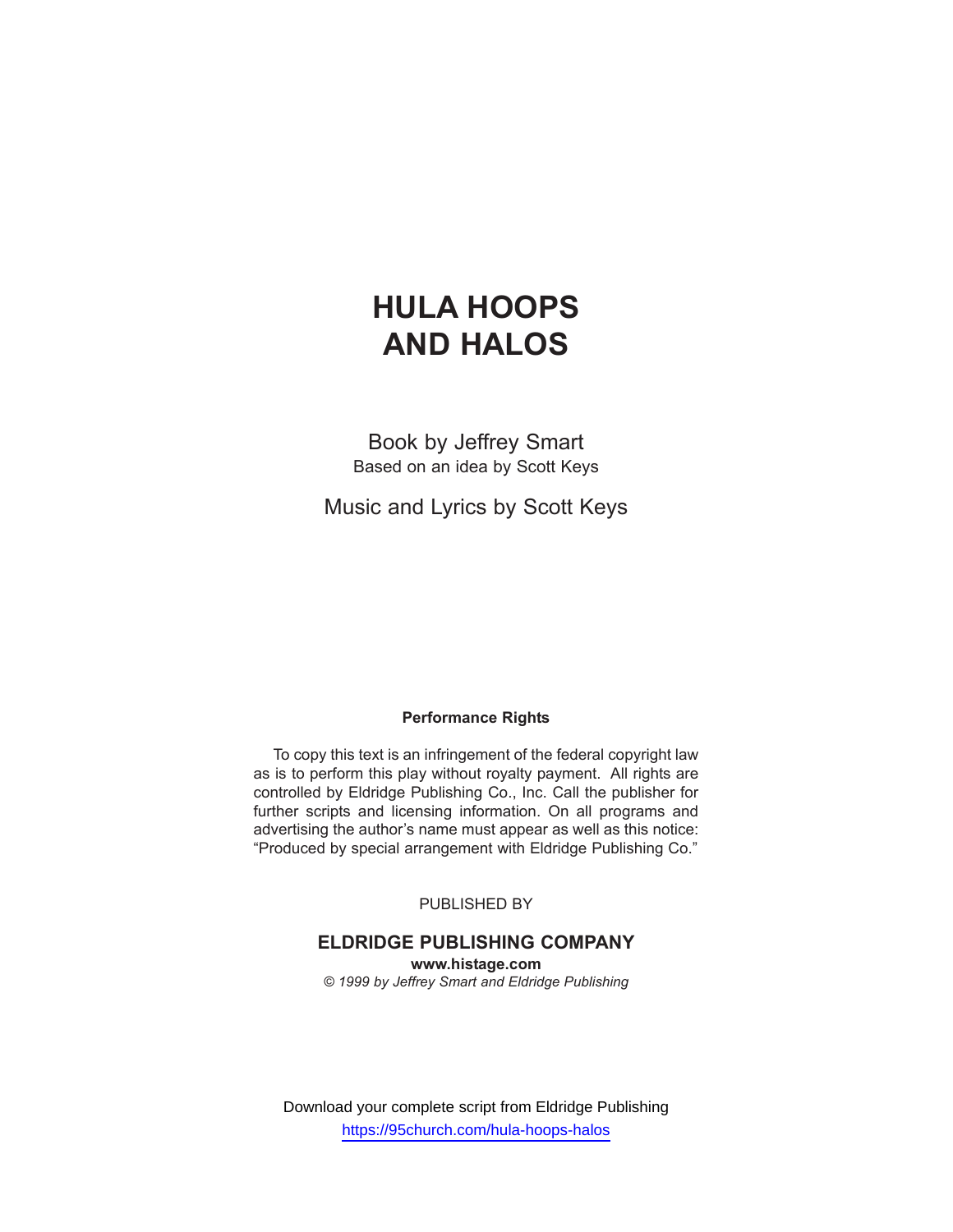# HULA HOOPS AND HALOS

Book by Jeffrey Smart
Based on an idea by Scott Keys

Music and Lyrics by Scott Keys

**Performance Rights**

To copy this text is an infringement of the federal copyright law as is to perform this play without royalty payment. All rights are controlled by Eldridge Publishing Co., Inc. Call the publisher for further scripts and licensing information. On all programs and advertising the author's name must appear as well as this notice: "Produced by special arrangement with Eldridge Publishing Co."

PUBLISHED BY

**ELDRIDGE PUBLISHING COMPANY**
**www.histage.com**
*© 1999 by Jeffrey Smart and Eldridge Publishing*

Download your complete script from Eldridge Publishing
https://95church.com/hula-hoops-halos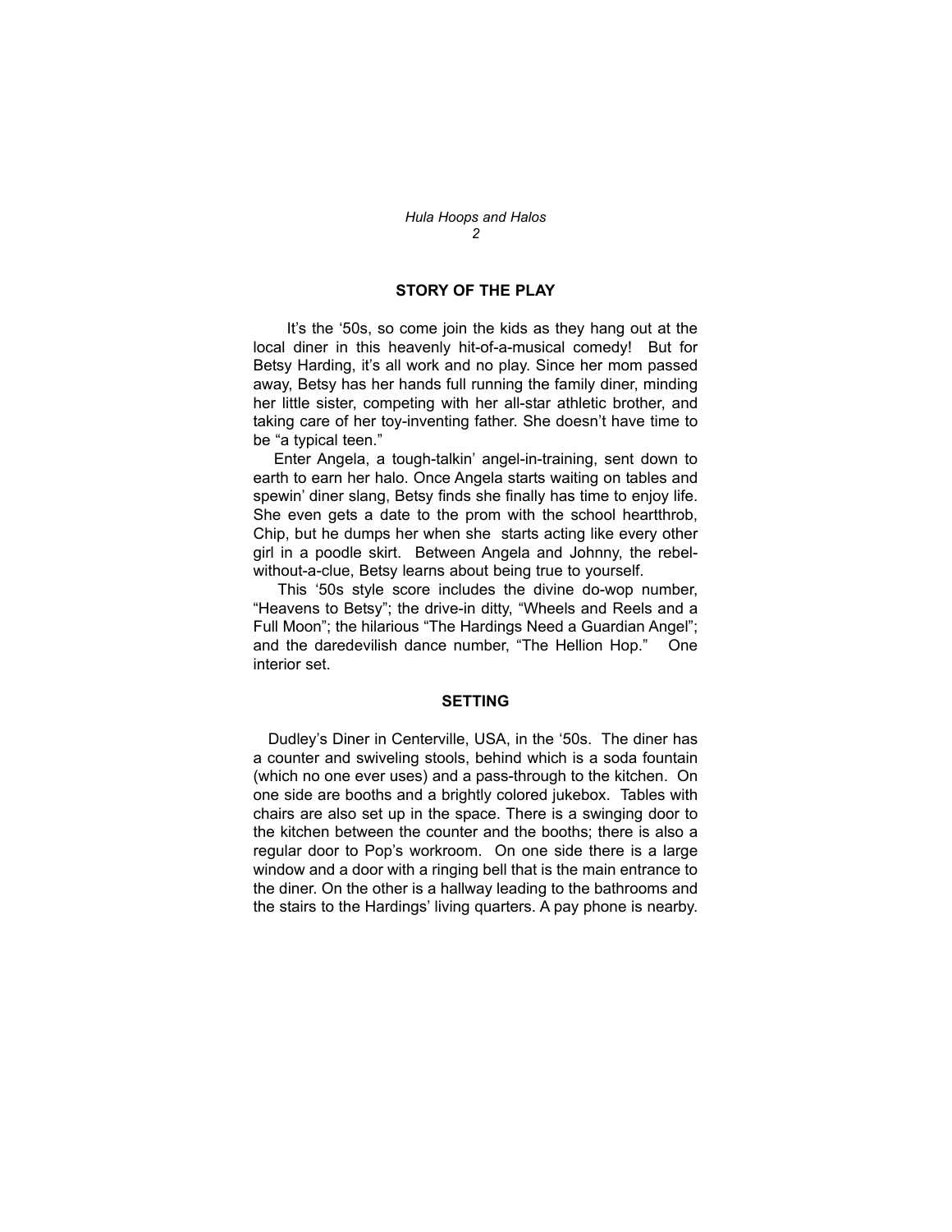## STORY OF THE PLAY

It's the '50s, so come join the kids as they hang out at the local diner in this heavenly hit-of-a-musical comedy! But for Betsy Harding, it's all work and no play. Since her mom passed away, Betsy has her hands full running the family diner, minding her little sister, competing with her all-star athletic brother, and taking care of her toy-inventing father. She doesn't have time to be "a typical teen."

Enter Angela, a tough-talkin' angel-in-training, sent down to earth to earn her halo. Once Angela starts waiting on tables and spewin' diner slang, Betsy finds she finally has time to enjoy life. She even gets a date to the prom with the school heartthrob, Chip, but he dumps her when she starts acting like every other girl in a poodle skirt. Between Angela and Johnny, the rebel-without-a-clue, Betsy learns about being true to yourself.

This '50s style score includes the divine do-wop number, "Heavens to Betsy"; the drive-in ditty, "Wheels and Reels and a Full Moon"; the hilarious "The Hardings Need a Guardian Angel"; and the daredevilish dance number, "The Hellion Hop." One interior set.

## SETTING

Dudley's Diner in Centerville, USA, in the '50s. The diner has a counter and swiveling stools, behind which is a soda fountain (which no one ever uses) and a pass-through to the kitchen. On one side are booths and a brightly colored jukebox. Tables with chairs are also set up in the space. There is a swinging door to the kitchen between the counter and the booths; there is also a regular door to Pop's workroom. On one side there is a large window and a door with a ringing bell that is the main entrance to the diner. On the other is a hallway leading to the bathrooms and the stairs to the Hardings' living quarters. A pay phone is nearby.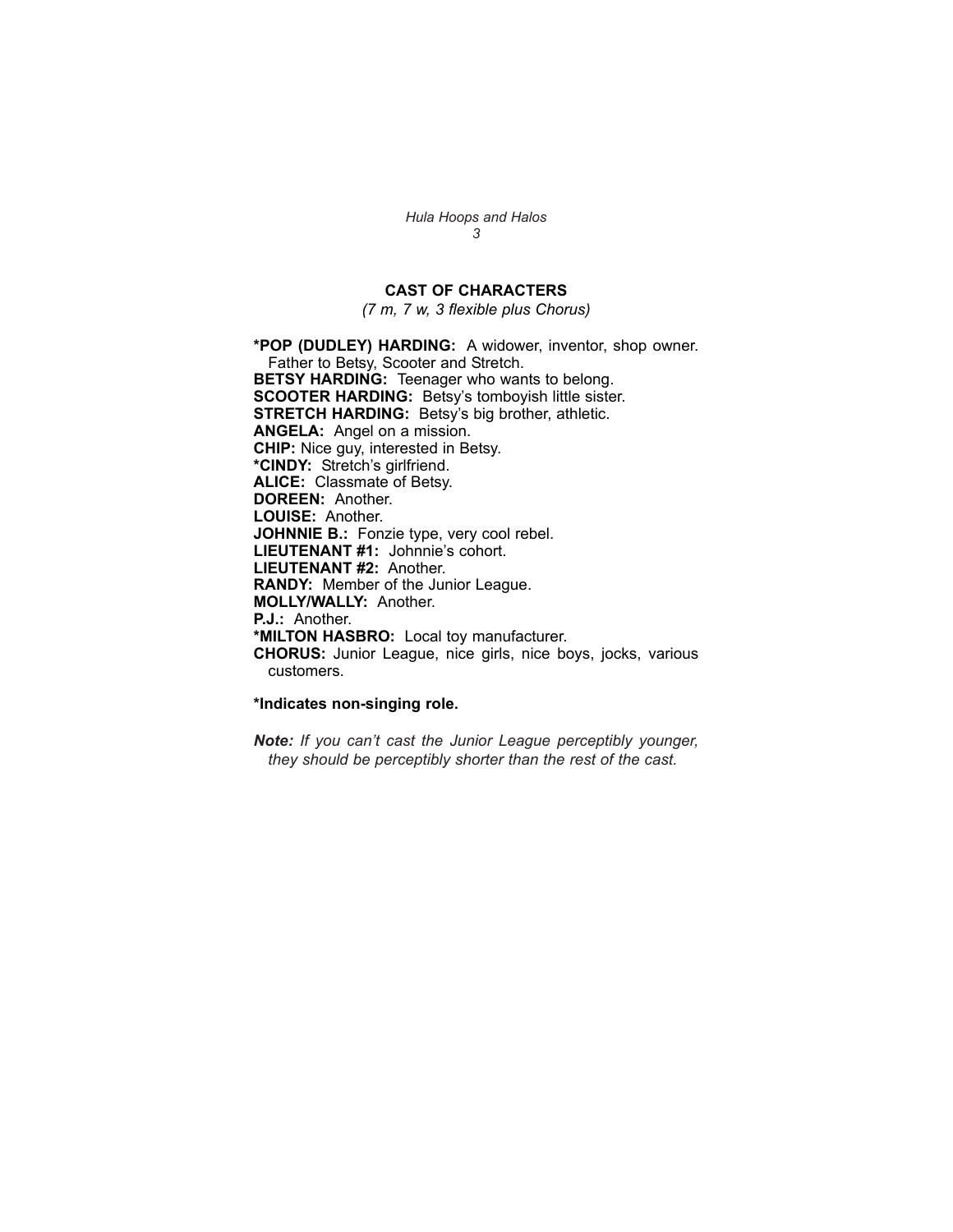## CAST OF CHARACTERS

*(7 m, 7 w, 3 flexible plus Chorus)*

**\*POP (DUDLEY) HARDING:** A widower, inventor, shop owner. Father to Betsy, Scooter and Stretch.
**BETSY HARDING:** Teenager who wants to belong.
**SCOOTER HARDING:** Betsy's tomboyish little sister.
**STRETCH HARDING:** Betsy's big brother, athletic.
**ANGELA:** Angel on a mission.
**CHIP:** Nice guy, interested in Betsy.
**\*CINDY:** Stretch's girlfriend.
**ALICE:** Classmate of Betsy.
**DOREEN:** Another.
**LOUISE:** Another.
**JOHNNIE B.:** Fonzie type, very cool rebel.
**LIEUTENANT #1:** Johnnie's cohort.
**LIEUTENANT #2:** Another.
**RANDY:** Member of the Junior League.
**MOLLY/WALLY:** Another.
**P.J.:** Another.
**\*MILTON HASBRO:** Local toy manufacturer.
**CHORUS:** Junior League, nice girls, nice boys, jocks, various customers.

**\*Indicates non-singing role.**

***Note:*** *If you can't cast the Junior League perceptibly younger, they should be perceptibly shorter than the rest of the cast.*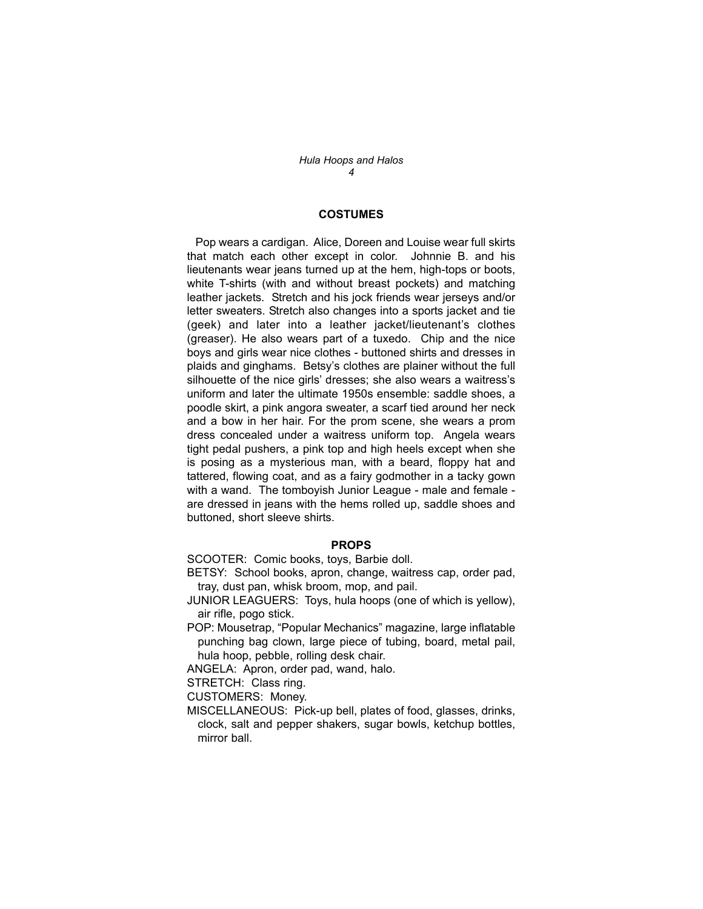## COSTUMES

Pop wears a cardigan. Alice, Doreen and Louise wear full skirts that match each other except in color. Johnnie B. and his lieutenants wear jeans turned up at the hem, high-tops or boots, white T-shirts (with and without breast pockets) and matching leather jackets. Stretch and his jock friends wear jerseys and/or letter sweaters. Stretch also changes into a sports jacket and tie (geek) and later into a leather jacket/lieutenant's clothes (greaser). He also wears part of a tuxedo. Chip and the nice boys and girls wear nice clothes - buttoned shirts and dresses in plaids and ginghams. Betsy's clothes are plainer without the full silhouette of the nice girls' dresses; she also wears a waitress's uniform and later the ultimate 1950s ensemble: saddle shoes, a poodle skirt, a pink angora sweater, a scarf tied around her neck and a bow in her hair. For the prom scene, she wears a prom dress concealed under a waitress uniform top. Angela wears tight pedal pushers, a pink top and high heels except when she is posing as a mysterious man, with a beard, floppy hat and tattered, flowing coat, and as a fairy godmother in a tacky gown with a wand. The tomboyish Junior League - male and female - are dressed in jeans with the hems rolled up, saddle shoes and buttoned, short sleeve shirts.

## PROPS

SCOOTER: Comic books, toys, Barbie doll.

BETSY: School books, apron, change, waitress cap, order pad, tray, dust pan, whisk broom, mop, and pail.

JUNIOR LEAGUERS: Toys, hula hoops (one of which is yellow), air rifle, pogo stick.

POP: Mousetrap, "Popular Mechanics" magazine, large inflatable punching bag clown, large piece of tubing, board, metal pail, hula hoop, pebble, rolling desk chair.

ANGELA: Apron, order pad, wand, halo.

STRETCH: Class ring.

CUSTOMERS: Money.

MISCELLANEOUS: Pick-up bell, plates of food, glasses, drinks, clock, salt and pepper shakers, sugar bowls, ketchup bottles, mirror ball.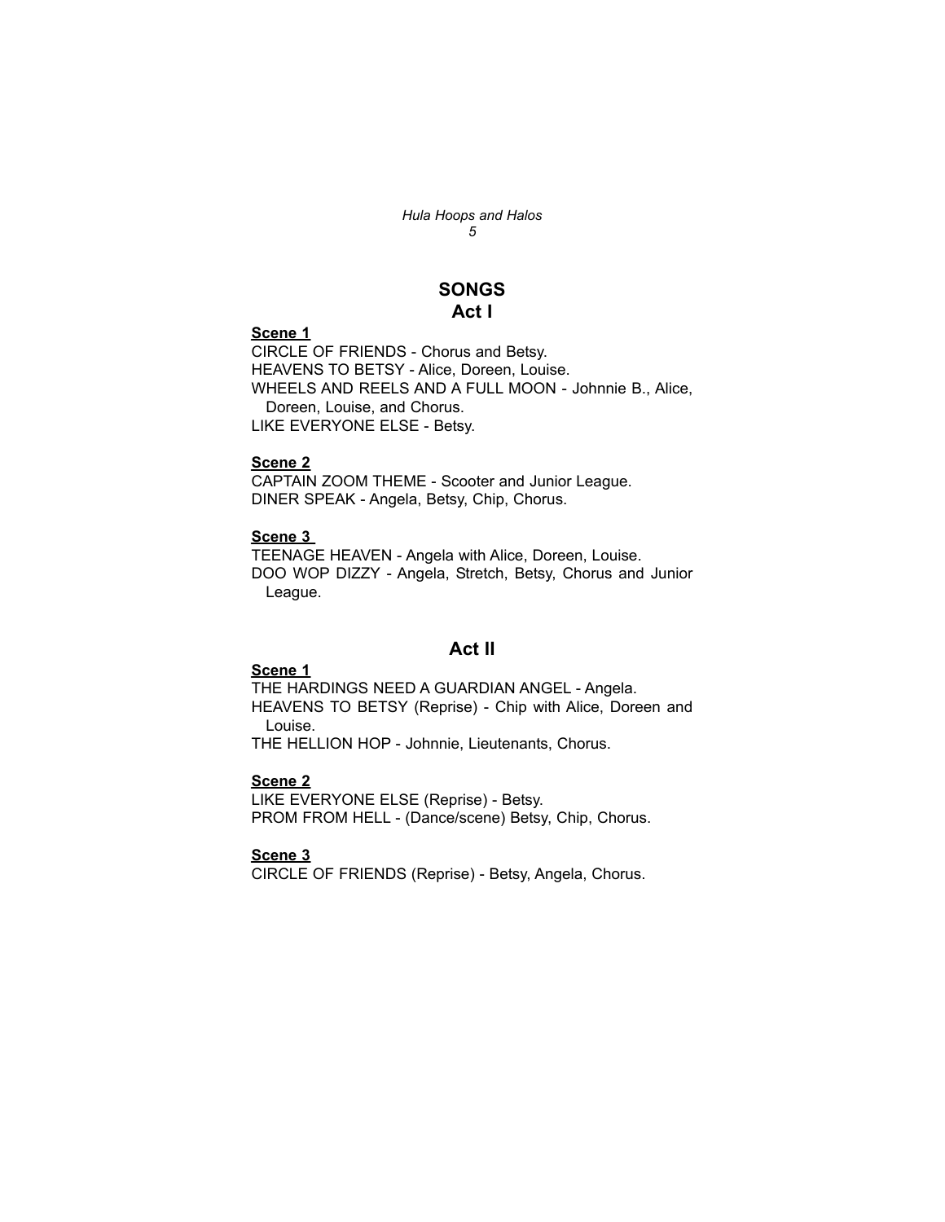# SONGS

## Act I

**Scene 1**

CIRCLE OF FRIENDS - Chorus and Betsy.
HEAVENS TO BETSY - Alice, Doreen, Louise.
WHEELS AND REELS AND A FULL MOON - Johnnie B., Alice, Doreen, Louise, and Chorus.
LIKE EVERYONE ELSE - Betsy.

**Scene 2**

CAPTAIN ZOOM THEME - Scooter and Junior League.
DINER SPEAK - Angela, Betsy, Chip, Chorus.

**Scene 3**

TEENAGE HEAVEN - Angela with Alice, Doreen, Louise.
DOO WOP DIZZY - Angela, Stretch, Betsy, Chorus and Junior League.

## Act II

**Scene 1**

THE HARDINGS NEED A GUARDIAN ANGEL - Angela.
HEAVENS TO BETSY (Reprise) - Chip with Alice, Doreen and Louise.
THE HELLION HOP - Johnnie, Lieutenants, Chorus.

**Scene 2**

LIKE EVERYONE ELSE (Reprise) - Betsy.
PROM FROM HELL - (Dance/scene) Betsy, Chip, Chorus.

**Scene 3**

CIRCLE OF FRIENDS (Reprise) - Betsy, Angela, Chorus.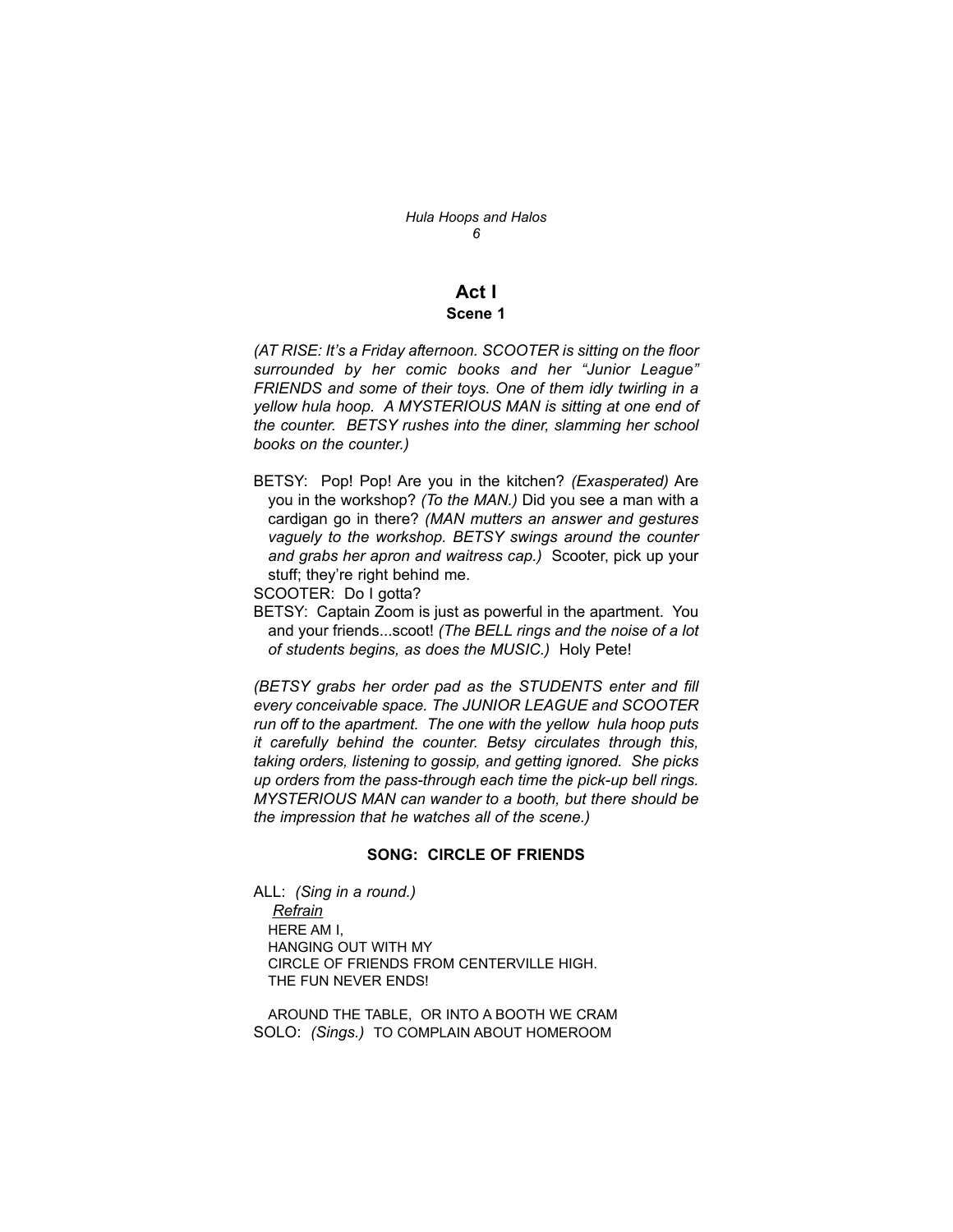## Act I
### Scene 1

*(AT RISE: It's a Friday afternoon. SCOOTER is sitting on the floor surrounded by her comic books and her "Junior League" FRIENDS and some of their toys. One of them idly twirling in a yellow hula hoop. A MYSTERIOUS MAN is sitting at one end of the counter. BETSY rushes into the diner, slamming her school books on the counter.)*

BETSY: Pop! Pop! Are you in the kitchen? *(Exasperated)* Are you in the workshop? *(To the MAN.)* Did you see a man with a cardigan go in there? *(MAN mutters an answer and gestures vaguely to the workshop. BETSY swings around the counter and grabs her apron and waitress cap.)* Scooter, pick up your stuff; they're right behind me.

SCOOTER: Do I gotta?

BETSY: Captain Zoom is just as powerful in the apartment. You and your friends...scoot! *(The BELL rings and the noise of a lot of students begins, as does the MUSIC.)* Holy Pete!

*(BETSY grabs her order pad as the STUDENTS enter and fill every conceivable space. The JUNIOR LEAGUE and SCOOTER run off to the apartment. The one with the yellow hula hoop puts it carefully behind the counter. Betsy circulates through this, taking orders, listening to gossip, and getting ignored. She picks up orders from the pass-through each time the pick-up bell rings. MYSTERIOUS MAN can wander to a booth, but there should be the impression that he watches all of the scene.)*

**SONG: CIRCLE OF FRIENDS**

ALL: *(Sing in a round.)*

<u>Refrain</u>

HERE AM I,
HANGING OUT WITH MY
CIRCLE OF FRIENDS FROM CENTERVILLE HIGH.
THE FUN NEVER ENDS!

AROUND THE TABLE, OR INTO A BOOTH WE CRAM

SOLO: *(Sings.)* TO COMPLAIN ABOUT HOMEROOM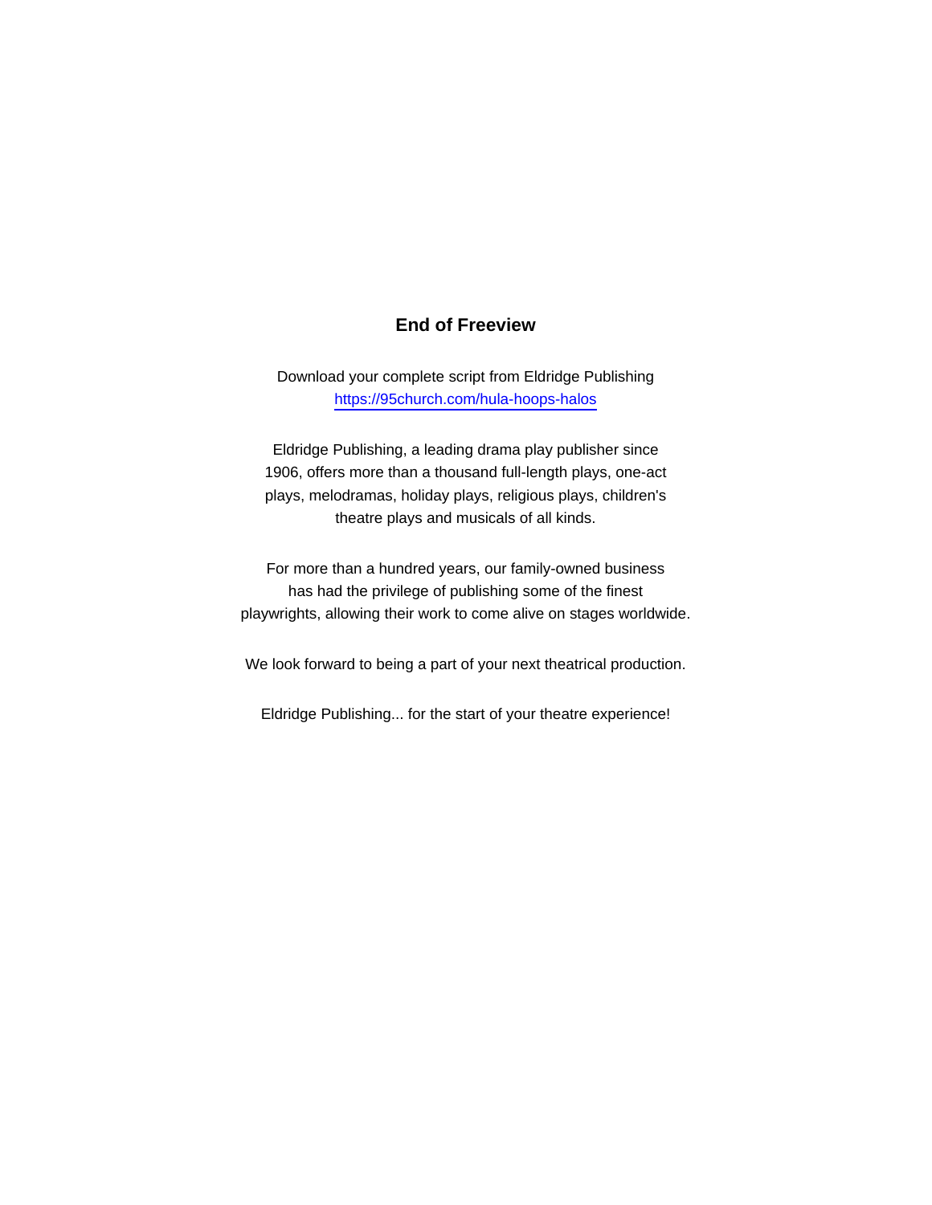## End of Freeview

Download your complete script from Eldridge Publishing
[https://95church.com/hula-hoops-halos](https://95church.com/hula-hoops-halos)

Eldridge Publishing, a leading drama play publisher since 1906, offers more than a thousand full-length plays, one-act plays, melodramas, holiday plays, religious plays, children's theatre plays and musicals of all kinds.

For more than a hundred years, our family-owned business has had the privilege of publishing some of the finest playwrights, allowing their work to come alive on stages worldwide.

We look forward to being a part of your next theatrical production.

Eldridge Publishing... for the start of your theatre experience!